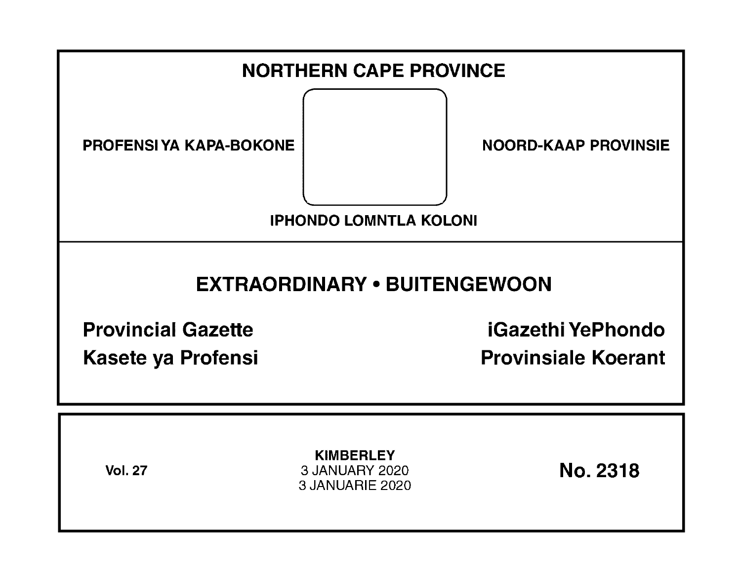# NORTHERN CAPE PROVINCE

PROFENSI YA KAPA-BOKONE

NOORD-KAAP PROVINSIE

IPHONDO LOMNTLA KOLONI

## EXTRAORDINARY • BUITENGEWOON

**Provincial Gazette**

**iGazethi YePhondo**

**Kasete ya Profensi**

**Provinsiale Koerant**

**Vol. 27**

**KIMBERLEY**
3 JANUARY 2020
3 JANUARIE 2020

**No. 2318**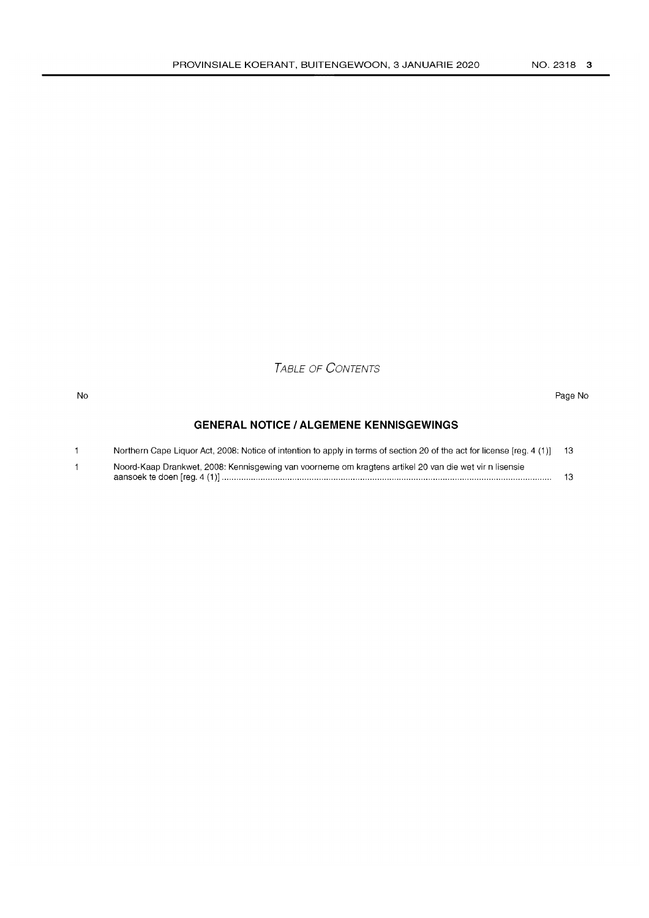# *Table of Contents*

| No | | Page No |
|---|---|---|
| | **GENERAL NOTICE / ALGEMENE KENNISGEWINGS** | |
| 1 | Northern Cape Liquor Act, 2008: Notice of intention to apply in terms of section 20 of the act for license [reg. 4 (1)] | 13 |
| 1 | Noord-Kaap Drankwet, 2008: Kennisgewing van voorneme om kragtens artikel 20 van die wet vir n lisensie aansoek te doen [reg. 4 (1)] | 13 |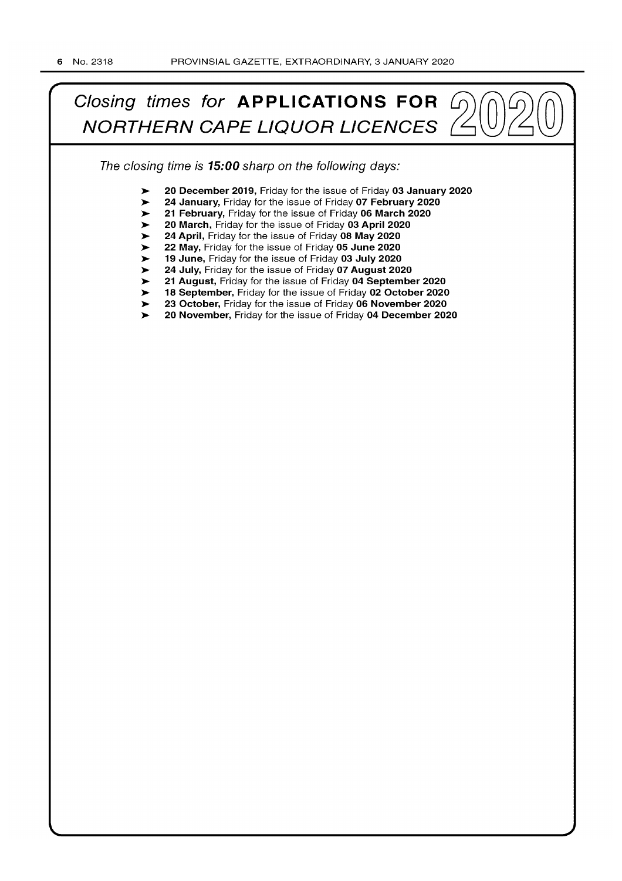# *Closing times for* **APPLICATIONS FOR** *NORTHERN CAPE LIQUOR LICENCES* 2020

*The closing time is **15:00** sharp on the following days:*

- **20 December 2019,** Friday for the issue of Friday **03 January 2020**
- **24 January,** Friday for the issue of Friday **07 February 2020**
- **21 February,** Friday for the issue of Friday **06 March 2020**
- **20 March,** Friday for the issue of Friday **03 April 2020**
- **24 April,** Friday for the issue of Friday **08 May 2020**
- **22 May,** Friday for the issue of Friday **05 June 2020**
- **19 June,** Friday for the issue of Friday **03 July 2020**
- **24 July,** Friday for the issue of Friday **07 August 2020**
- **21 August,** Friday for the issue of Friday **04 September 2020**
- **18 September,** Friday for the issue of Friday **02 October 2020**
- **23 October,** Friday for the issue of Friday **06 November 2020**
- **20 November,** Friday for the issue of Friday **04 December 2020**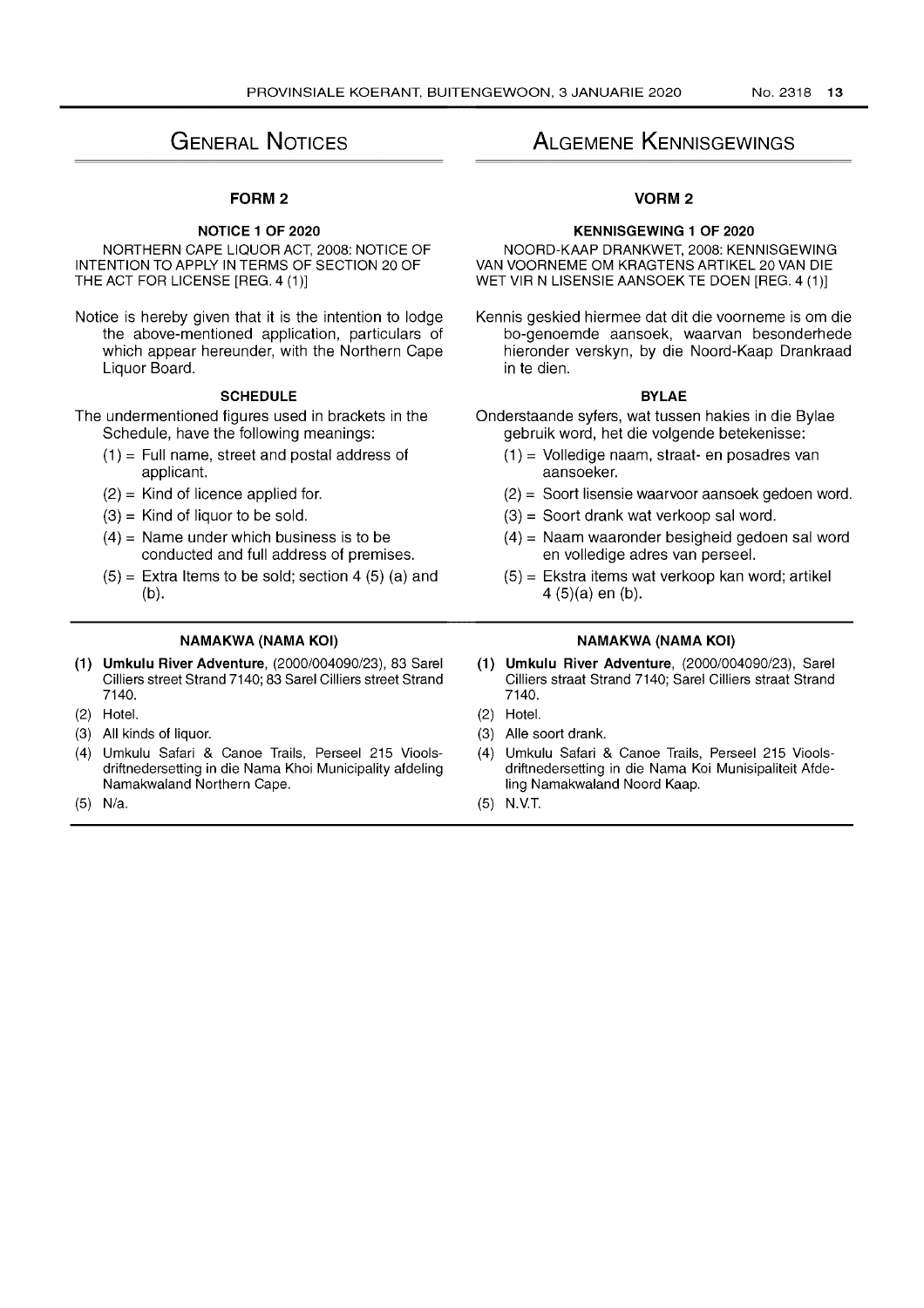# General Notices

## FORM 2

### NOTICE 1 OF 2020

NORTHERN CAPE LIQUOR ACT, 2008: NOTICE OF INTENTION TO APPLY IN TERMS OF SECTION 20 OF THE ACT FOR LICENSE [REG. 4 (1)]

Notice is hereby given that it is the intention to lodge the above-mentioned application, particulars of which appear hereunder, with the Northern Cape Liquor Board.

### SCHEDULE

The undermentioned figures used in brackets in the Schedule, have the following meanings:

(1) = Full name, street and postal address of applicant.

(2) = Kind of licence applied for.

(3) = Kind of liquor to be sold.

(4) = Name under which business is to be conducted and full address of premises.

(5) = Extra Items to be sold; section 4 (5) (a) and (b).

### NAMAKWA (NAMA KOI)

**(1) Umkulu River Adventure**, (2000/004090/23), 83 Sarel Cilliers street Strand 7140; 83 Sarel Cilliers street Strand 7140.

(2) Hotel.

(3) All kinds of liquor.

(4) Umkulu Safari & Canoe Trails, Perseel 215 Vioolsdriftnedersetting in die Nama Khoi Municipality afdeling Namakwaland Northern Cape.

(5) N/a.

# Algemene Kennisgewings

## VORM 2

### KENNISGEWING 1 OF 2020

NOORD-KAAP DRANKWET, 2008: KENNISGEWING VAN VOORNEME OM KRAGTENS ARTIKEL 20 VAN DIE WET VIR N LISENSIE AANSOEK TE DOEN [REG. 4 (1)]

Kennis geskied hiermee dat dit die voorneme is om die bo-genoemde aansoek, waarvan besonderhede hieronder verskyn, by die Noord-Kaap Drankraad in te dien.

### BYLAE

Onderstaande syfers, wat tussen hakies in die Bylae gebruik word, het die volgende betekenisse:

(1) = Volledige naam, straat- en posadres van aansoeker.

(2) = Soort lisensie waarvoor aansoek gedoen word.

(3) = Soort drank wat verkoop sal word.

(4) = Naam waaronder besigheid gedoen sal word en volledige adres van perseel.

(5) = Ekstra items wat verkoop kan word; artikel 4 (5)(a) en (b).

### NAMAKWA (NAMA KOI)

**(1) Umkulu River Adventure**, (2000/004090/23), Sarel Cilliers straat Strand 7140; Sarel Cilliers straat Strand 7140.

(2) Hotel.

(3) Alle soort drank.

(4) Umkulu Safari & Canoe Trails, Perseel 215 Vioolsdriftnedersetting in die Nama Koi Munisipaliteit Afdeling Namakwaland Noord Kaap.

(5) N.V.T.